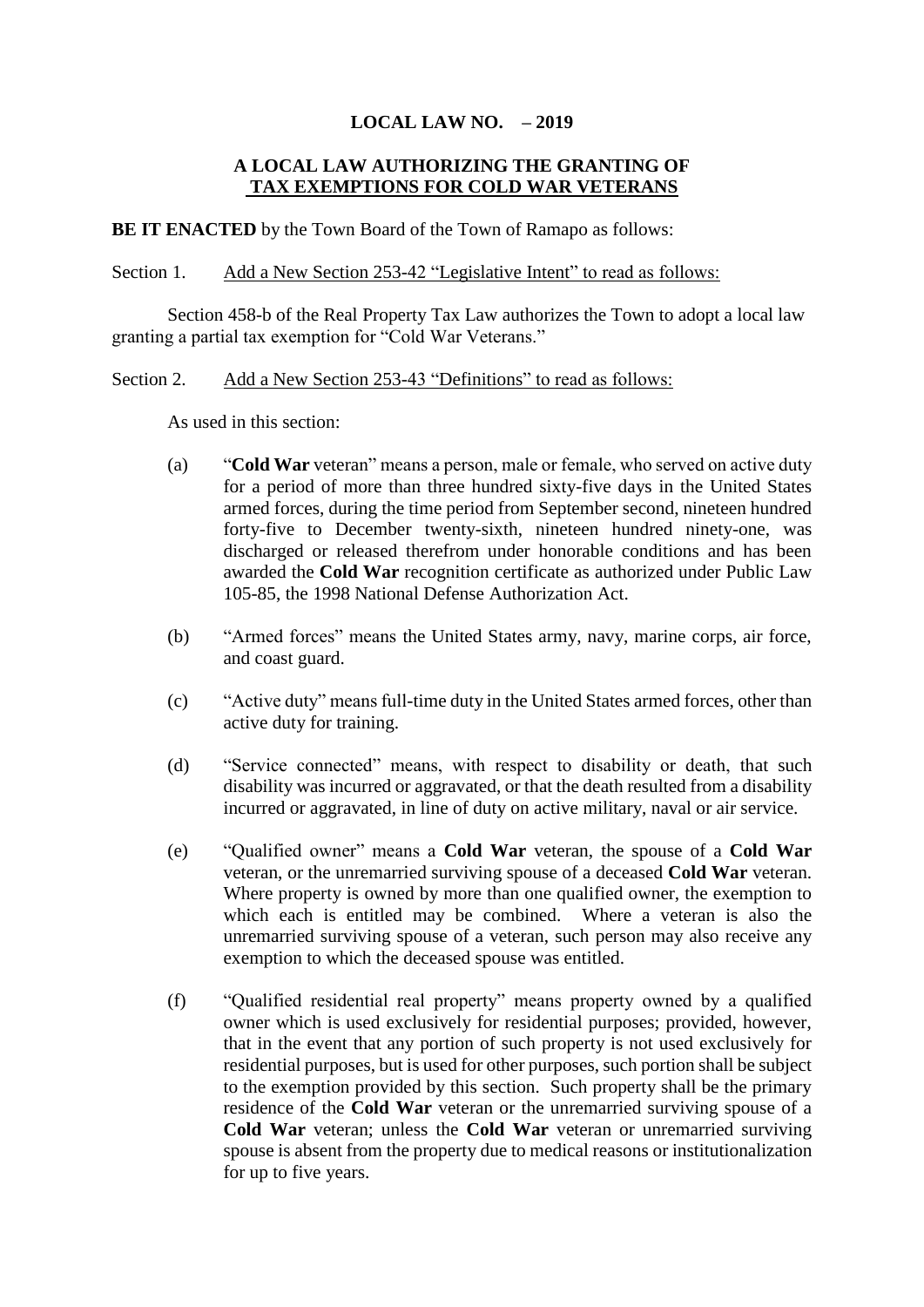**LOCAL LAW NO. – 2019**

**A LOCAL LAW AUTHORIZING THE GRANTING OF TAX EXEMPTIONS FOR COLD WAR VETERANS**

**BE IT ENACTED** by the Town Board of the Town of Ramapo as follows:

Section 1. Add a New Section 253-42 "Legislative Intent" to read as follows:

Section 458-b of the Real Property Tax Law authorizes the Town to adopt a local law granting a partial tax exemption for "Cold War Veterans."

Section 2. Add a New Section 253-43 "Definitions" to read as follows:

As used in this section:

(a) "**Cold War** veteran" means a person, male or female, who served on active duty for a period of more than three hundred sixty-five days in the United States armed forces, during the time period from September second, nineteen hundred forty-five to December twenty-sixth, nineteen hundred ninety-one, was discharged or released therefrom under honorable conditions and has been awarded the **Cold War** recognition certificate as authorized under Public Law 105-85, the 1998 National Defense Authorization Act.

(b) "Armed forces" means the United States army, navy, marine corps, air force, and coast guard.

(c) "Active duty" means full-time duty in the United States armed forces, other than active duty for training.

(d) "Service connected" means, with respect to disability or death, that such disability was incurred or aggravated, or that the death resulted from a disability incurred or aggravated, in line of duty on active military, naval or air service.

(e) "Qualified owner" means a **Cold War** veteran, the spouse of a **Cold War** veteran, or the unremarried surviving spouse of a deceased **Cold War** veteran. Where property is owned by more than one qualified owner, the exemption to which each is entitled may be combined. Where a veteran is also the unremarried surviving spouse of a veteran, such person may also receive any exemption to which the deceased spouse was entitled.

(f) "Qualified residential real property" means property owned by a qualified owner which is used exclusively for residential purposes; provided, however, that in the event that any portion of such property is not used exclusively for residential purposes, but is used for other purposes, such portion shall be subject to the exemption provided by this section. Such property shall be the primary residence of the **Cold War** veteran or the unremarried surviving spouse of a **Cold War** veteran; unless the **Cold War** veteran or unremarried surviving spouse is absent from the property due to medical reasons or institutionalization for up to five years.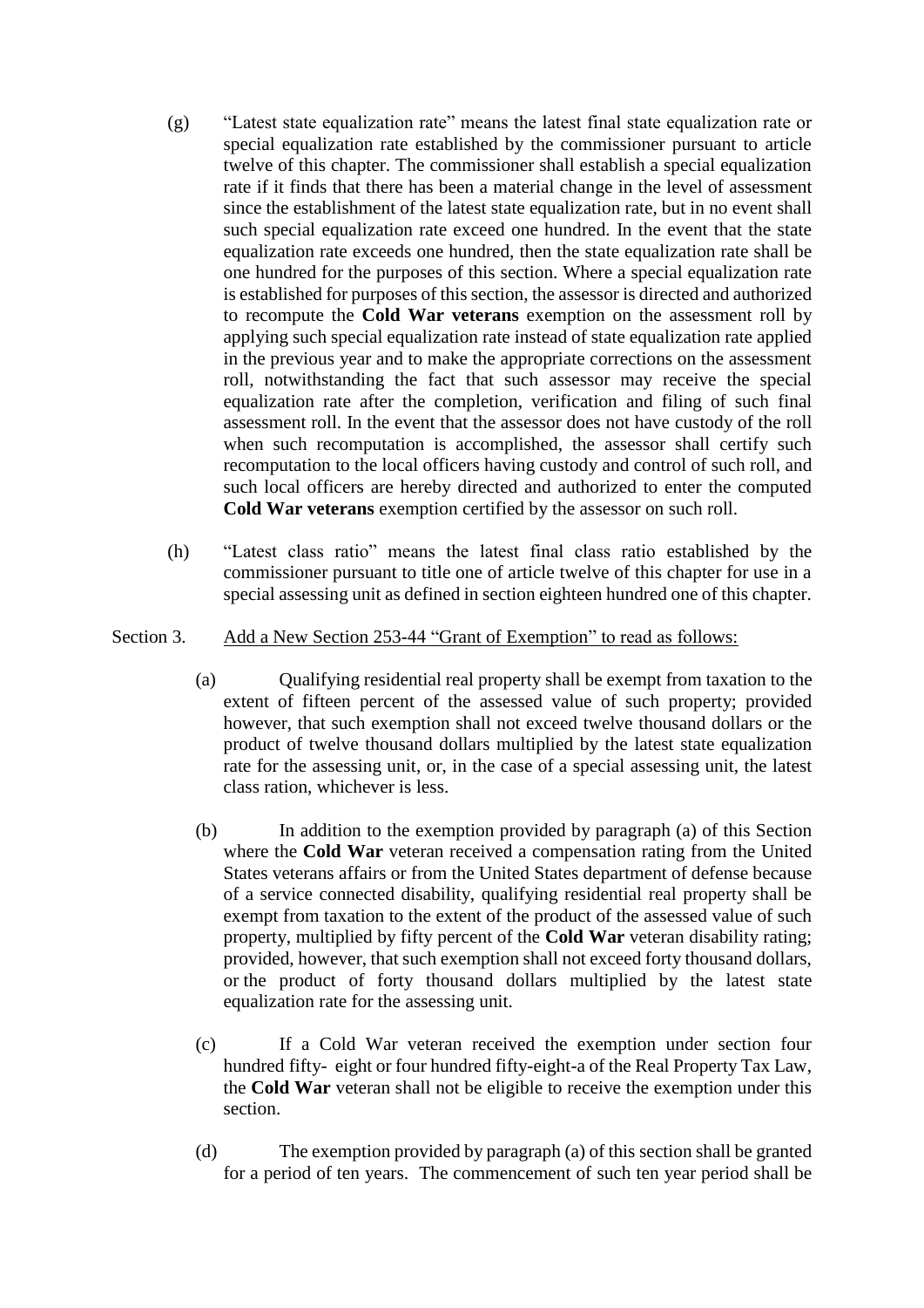(g) "Latest state equalization rate" means the latest final state equalization rate or special equalization rate established by the commissioner pursuant to article twelve of this chapter. The commissioner shall establish a special equalization rate if it finds that there has been a material change in the level of assessment since the establishment of the latest state equalization rate, but in no event shall such special equalization rate exceed one hundred. In the event that the state equalization rate exceeds one hundred, then the state equalization rate shall be one hundred for the purposes of this section. Where a special equalization rate is established for purposes of this section, the assessor is directed and authorized to recompute the **Cold War veterans** exemption on the assessment roll by applying such special equalization rate instead of state equalization rate applied in the previous year and to make the appropriate corrections on the assessment roll, notwithstanding the fact that such assessor may receive the special equalization rate after the completion, verification and filing of such final assessment roll. In the event that the assessor does not have custody of the roll when such recomputation is accomplished, the assessor shall certify such recomputation to the local officers having custody and control of such roll, and such local officers are hereby directed and authorized to enter the computed **Cold War veterans** exemption certified by the assessor on such roll.

(h) "Latest class ratio" means the latest final class ratio established by the commissioner pursuant to title one of article twelve of this chapter for use in a special assessing unit as defined in section eighteen hundred one of this chapter.

Section 3. Add a New Section 253-44 "Grant of Exemption" to read as follows:

(a) Qualifying residential real property shall be exempt from taxation to the extent of fifteen percent of the assessed value of such property; provided however, that such exemption shall not exceed twelve thousand dollars or the product of twelve thousand dollars multiplied by the latest state equalization rate for the assessing unit, or, in the case of a special assessing unit, the latest class ration, whichever is less.

(b) In addition to the exemption provided by paragraph (a) of this Section where the **Cold War** veteran received a compensation rating from the United States veterans affairs or from the United States department of defense because of a service connected disability, qualifying residential real property shall be exempt from taxation to the extent of the product of the assessed value of such property, multiplied by fifty percent of the **Cold War** veteran disability rating; provided, however, that such exemption shall not exceed forty thousand dollars, or the product of forty thousand dollars multiplied by the latest state equalization rate for the assessing unit.

(c) If a Cold War veteran received the exemption under section four hundred fifty- eight or four hundred fifty-eight-a of the Real Property Tax Law, the **Cold War** veteran shall not be eligible to receive the exemption under this section.

(d) The exemption provided by paragraph (a) of this section shall be granted for a period of ten years. The commencement of such ten year period shall be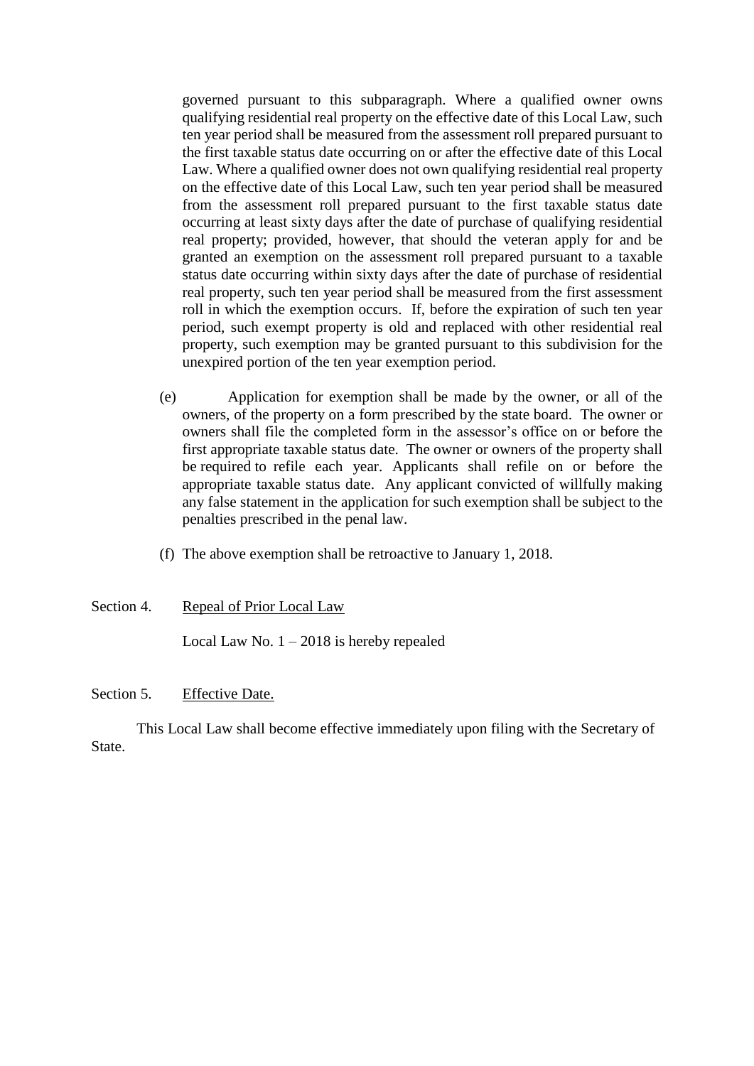governed pursuant to this subparagraph. Where a qualified owner owns qualifying residential real property on the effective date of this Local Law, such ten year period shall be measured from the assessment roll prepared pursuant to the first taxable status date occurring on or after the effective date of this Local Law. Where a qualified owner does not own qualifying residential real property on the effective date of this Local Law, such ten year period shall be measured from the assessment roll prepared pursuant to the first taxable status date occurring at least sixty days after the date of purchase of qualifying residential real property; provided, however, that should the veteran apply for and be granted an exemption on the assessment roll prepared pursuant to a taxable status date occurring within sixty days after the date of purchase of residential real property, such ten year period shall be measured from the first assessment roll in which the exemption occurs. If, before the expiration of such ten year period, such exempt property is old and replaced with other residential real property, such exemption may be granted pursuant to this subdivision for the unexpired portion of the ten year exemption period.

(e) Application for exemption shall be made by the owner, or all of the owners, of the property on a form prescribed by the state board. The owner or owners shall file the completed form in the assessor's office on or before the first appropriate taxable status date. The owner or owners of the property shall be required to refile each year. Applicants shall refile on or before the appropriate taxable status date. Any applicant convicted of willfully making any false statement in the application for such exemption shall be subject to the penalties prescribed in the penal law.

(f) The above exemption shall be retroactive to January 1, 2018.

Section 4. Repeal of Prior Local Law

Local Law No. 1 – 2018 is hereby repealed

Section 5. Effective Date.

This Local Law shall become effective immediately upon filing with the Secretary of State.